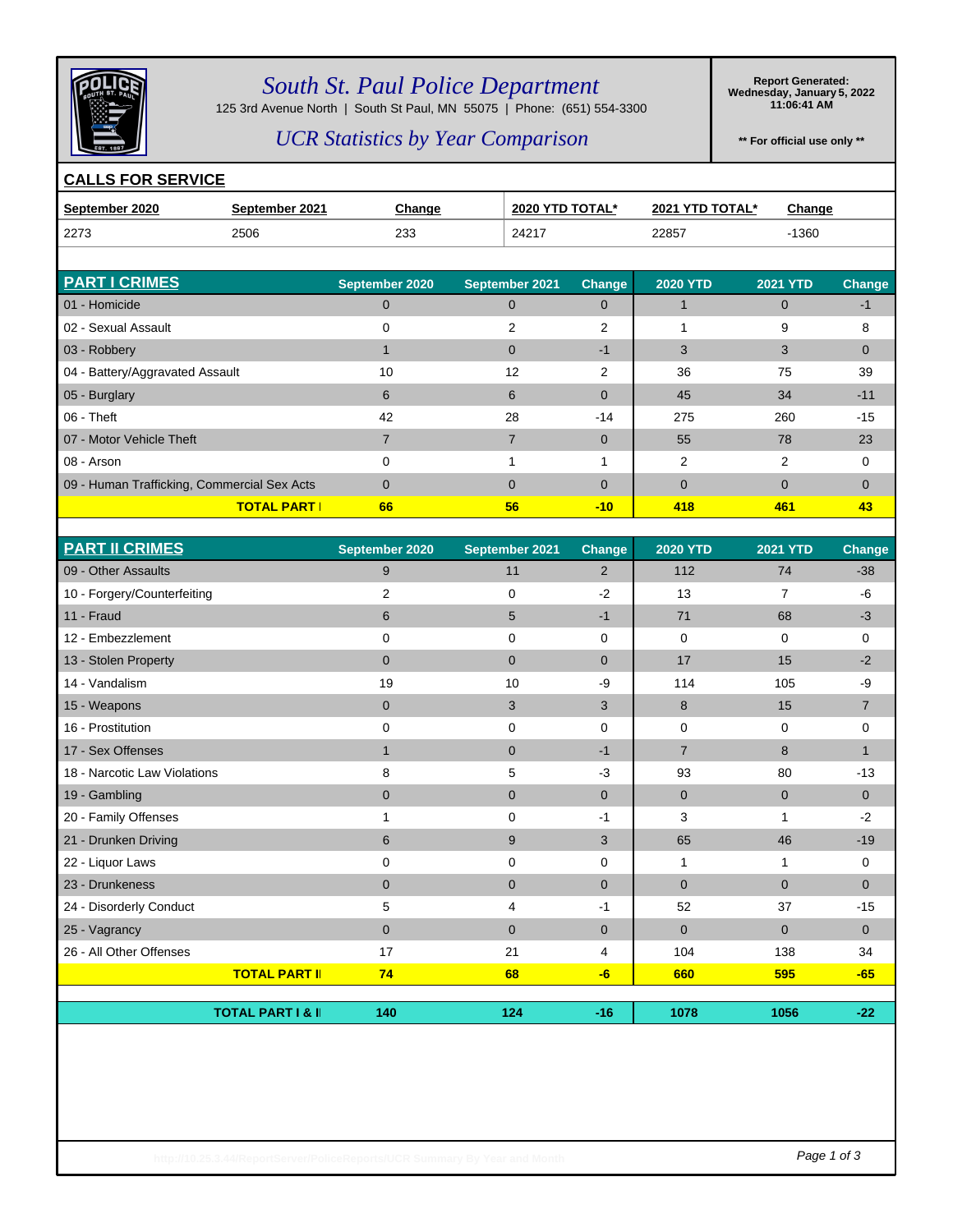# South St. Paul Police Department

125 3rd Avenue North | South St Paul, MN 55075 | Phone: (651) 554-3300

## UCR Statistics by Year Comparison

**Report Generated: Wednesday, January 5, 2022 11:06:41 AM**

**\*\* For official use only \*\***

## CALLS FOR SERVICE

| September 2020 | September 2021 | Change | 2020 YTD TOTAL* | 2021 YTD TOTAL* | Change |
|---|---|---|---|---|---|
| 2273 | 2506 | 233 | 24217 | 22857 | -1360 |

| PART I CRIMES | September 2020 | September 2021 | Change | 2020 YTD | 2021 YTD | Change |
|---|---|---|---|---|---|---|
| 01 - Homicide | 0 | 0 | 0 | 1 | 0 | -1 |
| 02 - Sexual Assault | 0 | 2 | 2 | 1 | 9 | 8 |
| 03 - Robbery | 1 | 0 | -1 | 3 | 3 | 0 |
| 04 - Battery/Aggravated Assault | 10 | 12 | 2 | 36 | 75 | 39 |
| 05 - Burglary | 6 | 6 | 0 | 45 | 34 | -11 |
| 06 - Theft | 42 | 28 | -14 | 275 | 260 | -15 |
| 07 - Motor Vehicle Theft | 7 | 7 | 0 | 55 | 78 | 23 |
| 08 - Arson | 0 | 1 | 1 | 2 | 2 | 0 |
| 09 - Human Trafficking, Commercial Sex Acts | 0 | 0 | 0 | 0 | 0 | 0 |
| **TOTAL PART I** | **66** | **56** | **-10** | **418** | **461** | **43** |

| PART II CRIMES | September 2020 | September 2021 | Change | 2020 YTD | 2021 YTD | Change |
|---|---|---|---|---|---|---|
| 09 - Other Assaults | 9 | 11 | 2 | 112 | 74 | -38 |
| 10 - Forgery/Counterfeiting | 2 | 0 | -2 | 13 | 7 | -6 |
| 11 - Fraud | 6 | 5 | -1 | 71 | 68 | -3 |
| 12 - Embezzlement | 0 | 0 | 0 | 0 | 0 | 0 |
| 13 - Stolen Property | 0 | 0 | 0 | 17 | 15 | -2 |
| 14 - Vandalism | 19 | 10 | -9 | 114 | 105 | -9 |
| 15 - Weapons | 0 | 3 | 3 | 8 | 15 | 7 |
| 16 - Prostitution | 0 | 0 | 0 | 0 | 0 | 0 |
| 17 - Sex Offenses | 1 | 0 | -1 | 7 | 8 | 1 |
| 18 - Narcotic Law Violations | 8 | 5 | -3 | 93 | 80 | -13 |
| 19 - Gambling | 0 | 0 | 0 | 0 | 0 | 0 |
| 20 - Family Offenses | 1 | 0 | -1 | 3 | 1 | -2 |
| 21 - Drunken Driving | 6 | 9 | 3 | 65 | 46 | -19 |
| 22 - Liquor Laws | 0 | 0 | 0 | 1 | 1 | 0 |
| 23 - Drunkeness | 0 | 0 | 0 | 0 | 0 | 0 |
| 24 - Disorderly Conduct | 5 | 4 | -1 | 52 | 37 | -15 |
| 25 - Vagrancy | 0 | 0 | 0 | 0 | 0 | 0 |
| 26 - All Other Offenses | 17 | 21 | 4 | 104 | 138 | 34 |
| **TOTAL PART II** | **74** | **68** | **-6** | **660** | **595** | **-65** |
| **TOTAL PART I & II** | **140** | **124** | **-16** | **1078** | **1056** | **-22** |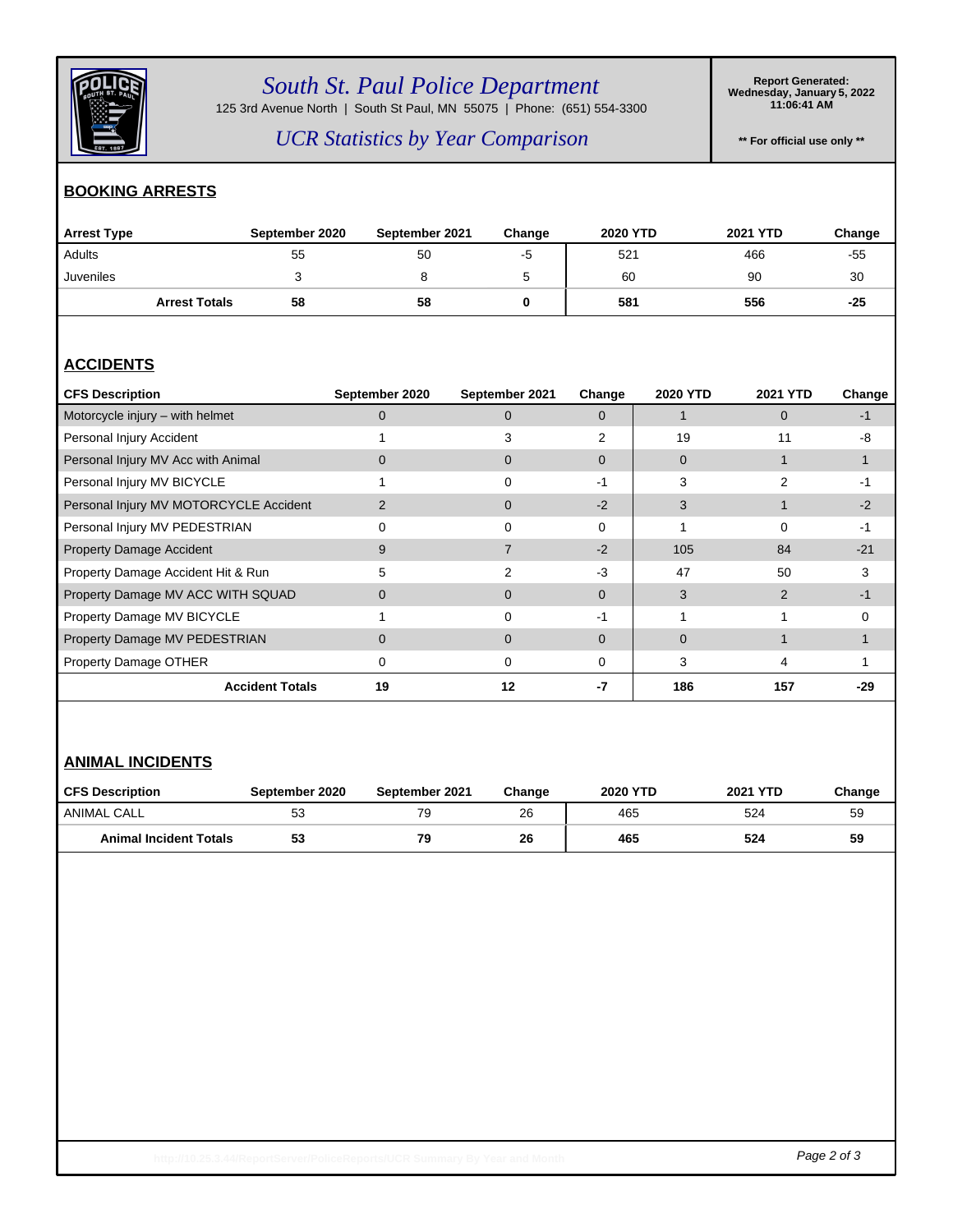# South St. Paul Police Department

125 3rd Avenue North | South St Paul, MN 55075 | Phone: (651) 554-3300

## UCR Statistics by Year Comparison

**Report Generated: Wednesday, January 5, 2022 11:06:41 AM**

**** For official use only ****

## BOOKING ARRESTS

| Arrest Type | September 2020 | September 2021 | Change | 2020 YTD | 2021 YTD | Change |
|---|---|---|---|---|---|---|
| Adults | 55 | 50 | -5 | 521 | 466 | -55 |
| Juveniles | 3 | 8 | 5 | 60 | 90 | 30 |
| **Arrest Totals** | **58** | **58** | **0** | **581** | **556** | **-25** |

## ACCIDENTS

| CFS Description | September 2020 | September 2021 | Change | 2020 YTD | 2021 YTD | Change |
|---|---|---|---|---|---|---|
| Motorcycle injury – with helmet | 0 | 0 | 0 | 1 | 0 | -1 |
| Personal Injury Accident | 1 | 3 | 2 | 19 | 11 | -8 |
| Personal Injury MV Acc with Animal | 0 | 0 | 0 | 0 | 1 | 1 |
| Personal Injury MV BICYCLE | 1 | 0 | -1 | 3 | 2 | -1 |
| Personal Injury MV MOTORCYCLE Accident | 2 | 0 | -2 | 3 | 1 | -2 |
| Personal Injury MV PEDESTRIAN | 0 | 0 | 0 | 1 | 0 | -1 |
| Property Damage Accident | 9 | 7 | -2 | 105 | 84 | -21 |
| Property Damage Accident Hit & Run | 5 | 2 | -3 | 47 | 50 | 3 |
| Property Damage MV ACC WITH SQUAD | 0 | 0 | 0 | 3 | 2 | -1 |
| Property Damage MV BICYCLE | 1 | 0 | -1 | 1 | 1 | 0 |
| Property Damage MV PEDESTRIAN | 0 | 0 | 0 | 0 | 1 | 1 |
| Property Damage OTHER | 0 | 0 | 0 | 3 | 4 | 1 |
| **Accident Totals** | **19** | **12** | **-7** | **186** | **157** | **-29** |

## ANIMAL INCIDENTS

| CFS Description | September 2020 | September 2021 | Change | 2020 YTD | 2021 YTD | Change |
|---|---|---|---|---|---|---|
| ANIMAL CALL | 53 | 79 | 26 | 465 | 524 | 59 |
| **Animal Incident Totals** | **53** | **79** | **26** | **465** | **524** | **59** |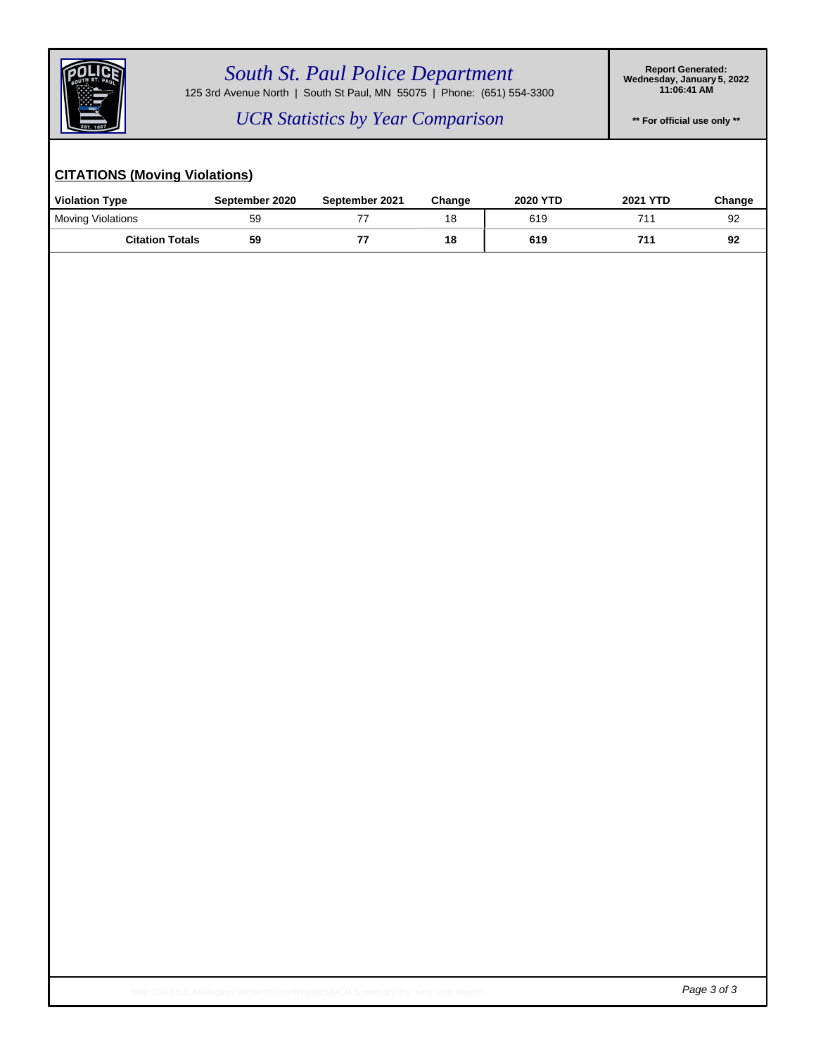# South St. Paul Police Department

125 3rd Avenue North | South St Paul, MN 55075 | Phone: (651) 554-3300

## UCR Statistics by Year Comparison

**Report Generated:**
**Wednesday, January 5, 2022**
**11:06:41 AM**

**\*\* For official use only \*\***

### CITATIONS (Moving Violations)

| Violation Type | September 2020 | September 2021 | Change | 2020 YTD | 2021 YTD | Change |
|---|---|---|---|---|---|---|
| Moving Violations | 59 | 77 | 18 | 619 | 711 | 92 |
| **Citation Totals** | **59** | **77** | **18** | **619** | **711** | **92** |